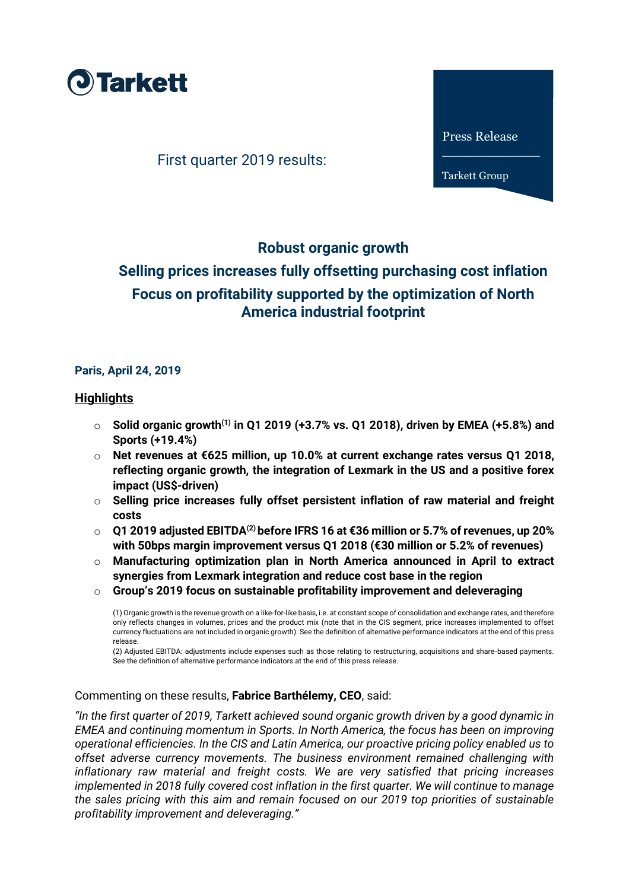Tarkett

Press Release

Tarkett Group

First quarter 2019 results:

## Robust organic growth
## Selling prices increases fully offsetting purchasing cost inflation
## Focus on profitability supported by the optimization of North America industrial footprint

**Paris, April 24, 2019**

### Highlights

- **Solid organic growth[(1)] in Q1 2019 (+3.7% vs. Q1 2018), driven by EMEA (+5.8%) and Sports (+19.4%)**
- **Net revenues at €625 million, up 10.0% at current exchange rates versus Q1 2018, reflecting organic growth, the integration of Lexmark in the US and a positive forex impact (US$-driven)**
- **Selling price increases fully offset persistent inflation of raw material and freight costs**
- **Q1 2019 adjusted EBITDA[(2)] before IFRS 16 at €36 million or 5.7% of revenues, up 20% with 50bps margin improvement versus Q1 2018 (€30 million or 5.2% of revenues)**
- **Manufacturing optimization plan in North America announced in April to extract synergies from Lexmark integration and reduce cost base in the region**
- **Group's 2019 focus on sustainable profitability improvement and deleveraging**

(1) Organic growth is the revenue growth on a like-for-like basis, i.e. at constant scope of consolidation and exchange rates, and therefore only reflects changes in volumes, prices and the product mix (note that in the CIS segment, price increases implemented to offset currency fluctuations are not included in organic growth). See the definition of alternative performance indicators at the end of this press release.
(2) Adjusted EBITDA: adjustments include expenses such as those relating to restructuring, acquisitions and share-based payments. See the definition of alternative performance indicators at the end of this press release.

Commenting on these results, **Fabrice Barthélemy, CEO**, said:

*"In the first quarter of 2019, Tarkett achieved sound organic growth driven by a good dynamic in EMEA and continuing momentum in Sports. In North America, the focus has been on improving operational efficiencies. In the CIS and Latin America, our proactive pricing policy enabled us to offset adverse currency movements. The business environment remained challenging with inflationary raw material and freight costs. We are very satisfied that pricing increases implemented in 2018 fully covered cost inflation in the first quarter. We will continue to manage the sales pricing with this aim and remain focused on our 2019 top priorities of sustainable profitability improvement and deleveraging."*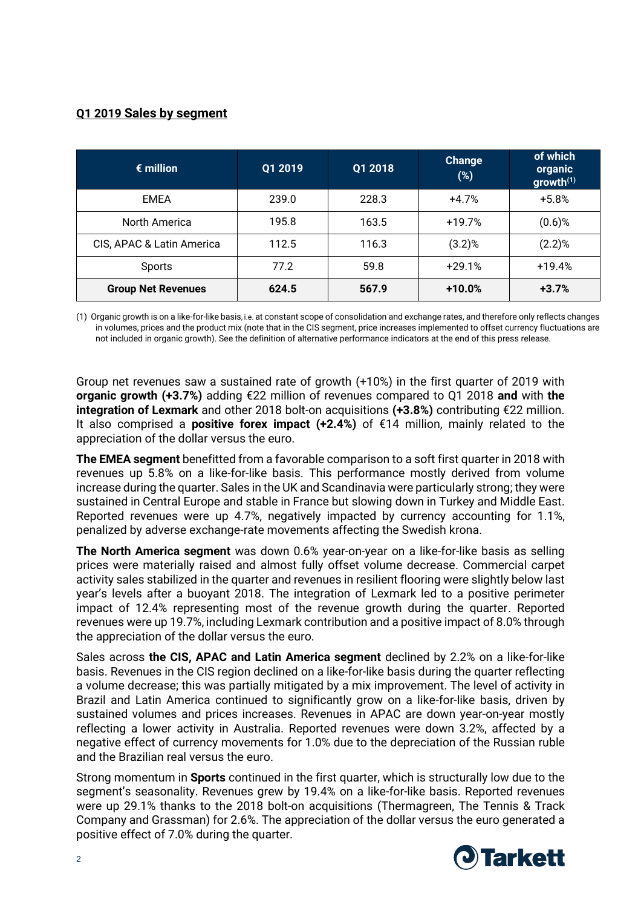## Q1 2019 Sales by segment

| € million | Q1 2019 | Q1 2018 | Change (%) | of which organic growth[(1)] |
|---|---|---|---|---|
| EMEA | 239.0 | 228.3 | +4.7% | +5.8% |
| North America | 195.8 | 163.5 | +19.7% | (0.6)% |
| CIS, APAC & Latin America | 112.5 | 116.3 | (3.2)% | (2.2)% |
| Sports | 77.2 | 59.8 | +29.1% | +19.4% |
| **Group Net Revenues** | **624.5** | **567.9** | **+10.0%** | **+3.7%** |

(1) Organic growth is on a like-for-like basis, i.e. at constant scope of consolidation and exchange rates, and therefore only reflects changes in volumes, prices and the product mix (note that in the CIS segment, price increases implemented to offset currency fluctuations are not included in organic growth). See the definition of alternative performance indicators at the end of this press release.

Group net revenues saw a sustained rate of growth (+10%) in the first quarter of 2019 with **organic growth (+3.7%)** adding €22 million of revenues compared to Q1 2018 **and** with **the integration of Lexmark** and other 2018 bolt-on acquisitions **(+3.8%)** contributing €22 million. It also comprised a **positive forex impact (+2.4%)** of €14 million, mainly related to the appreciation of the dollar versus the euro.

**The EMEA segment** benefitted from a favorable comparison to a soft first quarter in 2018 with revenues up 5.8% on a like-for-like basis. This performance mostly derived from volume increase during the quarter. Sales in the UK and Scandinavia were particularly strong; they were sustained in Central Europe and stable in France but slowing down in Turkey and Middle East. Reported revenues were up 4.7%, negatively impacted by currency accounting for 1.1%, penalized by adverse exchange-rate movements affecting the Swedish krona.

**The North America segment** was down 0.6% year-on-year on a like-for-like basis as selling prices were materially raised and almost fully offset volume decrease. Commercial carpet activity sales stabilized in the quarter and revenues in resilient flooring were slightly below last year's levels after a buoyant 2018. The integration of Lexmark led to a positive perimeter impact of 12.4% representing most of the revenue growth during the quarter. Reported revenues were up 19.7%, including Lexmark contribution and a positive impact of 8.0% through the appreciation of the dollar versus the euro.

Sales across **the CIS, APAC and Latin America segment** declined by 2.2% on a like-for-like basis. Revenues in the CIS region declined on a like-for-like basis during the quarter reflecting a volume decrease; this was partially mitigated by a mix improvement. The level of activity in Brazil and Latin America continued to significantly grow on a like-for-like basis, driven by sustained volumes and prices increases. Revenues in APAC are down year-on-year mostly reflecting a lower activity in Australia. Reported revenues were down 3.2%, affected by a negative effect of currency movements for 1.0% due to the depreciation of the Russian ruble and the Brazilian real versus the euro.

Strong momentum in **Sports** continued in the first quarter, which is structurally low due to the segment's seasonality. Revenues grew by 19.4% on a like-for-like basis. Reported revenues were up 29.1% thanks to the 2018 bolt-on acquisitions (Thermagreen, The Tennis & Track Company and Grassman) for 2.6%. The appreciation of the dollar versus the euro generated a positive effect of 7.0% during the quarter.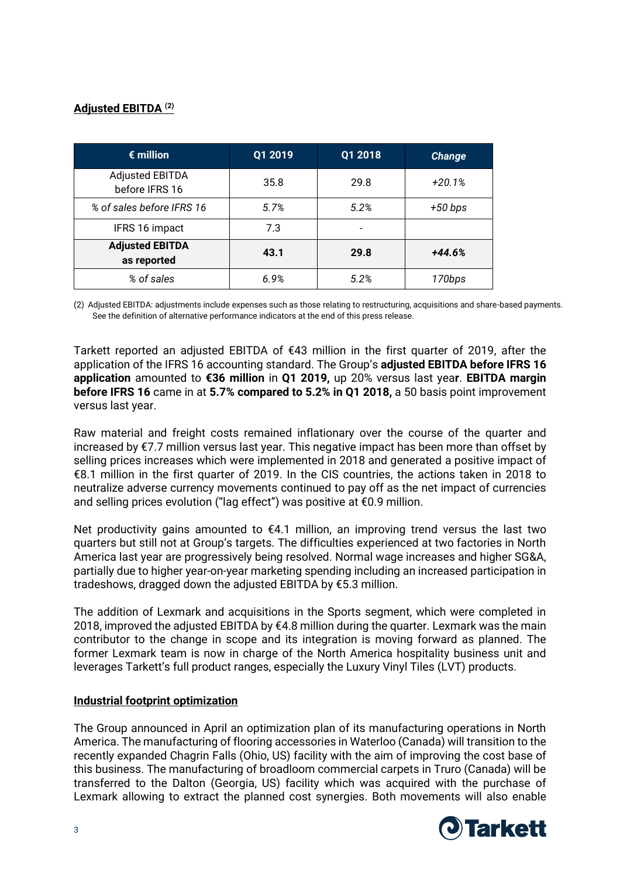**Adjusted EBITDA [(2)]**

| € million | Q1 2019 | Q1 2018 | *Change* |
|---|---|---|---|
| Adjusted EBITDA before IFRS 16 | 35.8 | 29.8 | *+20.1%* |
| *% of sales before IFRS 16* | *5.7%* | *5.2%* | *+50 bps* |
| IFRS 16 impact | 7.3 | - | |
| **Adjusted EBITDA as reported** | **43.1** | **29.8** | ***+44.6%*** |
| *% of sales* | *6.9%* | *5.2%* | *170bps* |

(2) Adjusted EBITDA: adjustments include expenses such as those relating to restructuring, acquisitions and share-based payments. See the definition of alternative performance indicators at the end of this press release.

Tarkett reported an adjusted EBITDA of €43 million in the first quarter of 2019, after the application of the IFRS 16 accounting standard. The Group's **adjusted EBITDA before IFRS 16 application** amounted to **€36 million** in **Q1 2019,** up 20% versus last year. **EBITDA margin before IFRS 16** came in at **5.7% compared to 5.2% in Q1 2018,** a 50 basis point improvement versus last year.

Raw material and freight costs remained inflationary over the course of the quarter and increased by €7.7 million versus last year. This negative impact has been more than offset by selling prices increases which were implemented in 2018 and generated a positive impact of €8.1 million in the first quarter of 2019. In the CIS countries, the actions taken in 2018 to neutralize adverse currency movements continued to pay off as the net impact of currencies and selling prices evolution ("lag effect") was positive at €0.9 million.

Net productivity gains amounted to €4.1 million, an improving trend versus the last two quarters but still not at Group's targets. The difficulties experienced at two factories in North America last year are progressively being resolved. Normal wage increases and higher SG&A, partially due to higher year-on-year marketing spending including an increased participation in tradeshows, dragged down the adjusted EBITDA by €5.3 million.

The addition of Lexmark and acquisitions in the Sports segment, which were completed in 2018, improved the adjusted EBITDA by €4.8 million during the quarter. Lexmark was the main contributor to the change in scope and its integration is moving forward as planned. The former Lexmark team is now in charge of the North America hospitality business unit and leverages Tarkett's full product ranges, especially the Luxury Vinyl Tiles (LVT) products.

**Industrial footprint optimization**

The Group announced in April an optimization plan of its manufacturing operations in North America. The manufacturing of flooring accessories in Waterloo (Canada) will transition to the recently expanded Chagrin Falls (Ohio, US) facility with the aim of improving the cost base of this business. The manufacturing of broadloom commercial carpets in Truro (Canada) will be transferred to the Dalton (Georgia, US) facility which was acquired with the purchase of Lexmark allowing to extract the planned cost synergies. Both movements will also enable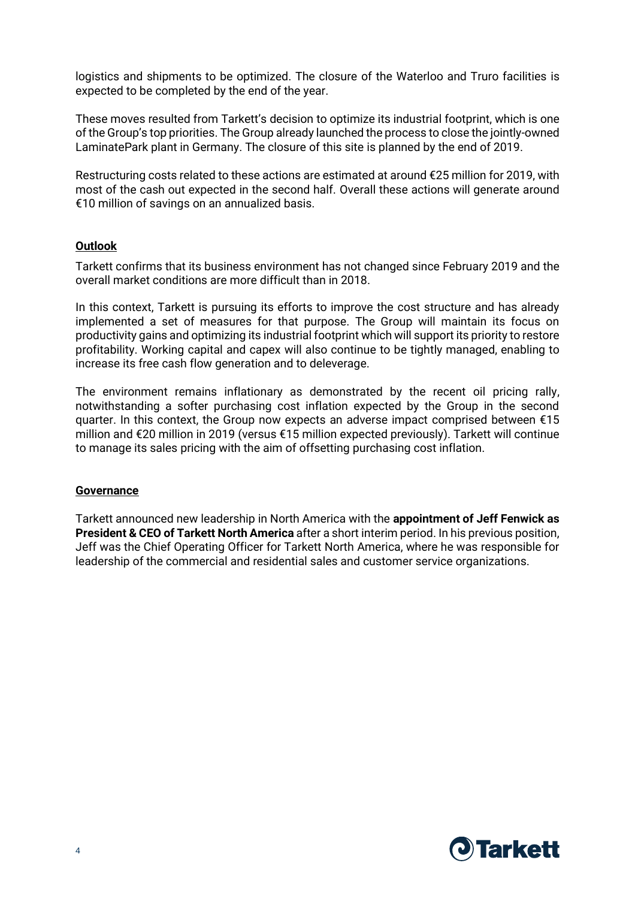logistics and shipments to be optimized. The closure of the Waterloo and Truro facilities is expected to be completed by the end of the year.

These moves resulted from Tarkett's decision to optimize its industrial footprint, which is one of the Group's top priorities. The Group already launched the process to close the jointly-owned LaminatePark plant in Germany. The closure of this site is planned by the end of 2019.

Restructuring costs related to these actions are estimated at around €25 million for 2019, with most of the cash out expected in the second half. Overall these actions will generate around €10 million of savings on an annualized basis.

## Outlook

Tarkett confirms that its business environment has not changed since February 2019 and the overall market conditions are more difficult than in 2018.

In this context, Tarkett is pursuing its efforts to improve the cost structure and has already implemented a set of measures for that purpose. The Group will maintain its focus on productivity gains and optimizing its industrial footprint which will support its priority to restore profitability. Working capital and capex will also continue to be tightly managed, enabling to increase its free cash flow generation and to deleverage.

The environment remains inflationary as demonstrated by the recent oil pricing rally, notwithstanding a softer purchasing cost inflation expected by the Group in the second quarter. In this context, the Group now expects an adverse impact comprised between €15 million and €20 million in 2019 (versus €15 million expected previously). Tarkett will continue to manage its sales pricing with the aim of offsetting purchasing cost inflation.

## Governance

Tarkett announced new leadership in North America with the **appointment of Jeff Fenwick as President & CEO of Tarkett North America** after a short interim period. In his previous position, Jeff was the Chief Operating Officer for Tarkett North America, where he was responsible for leadership of the commercial and residential sales and customer service organizations.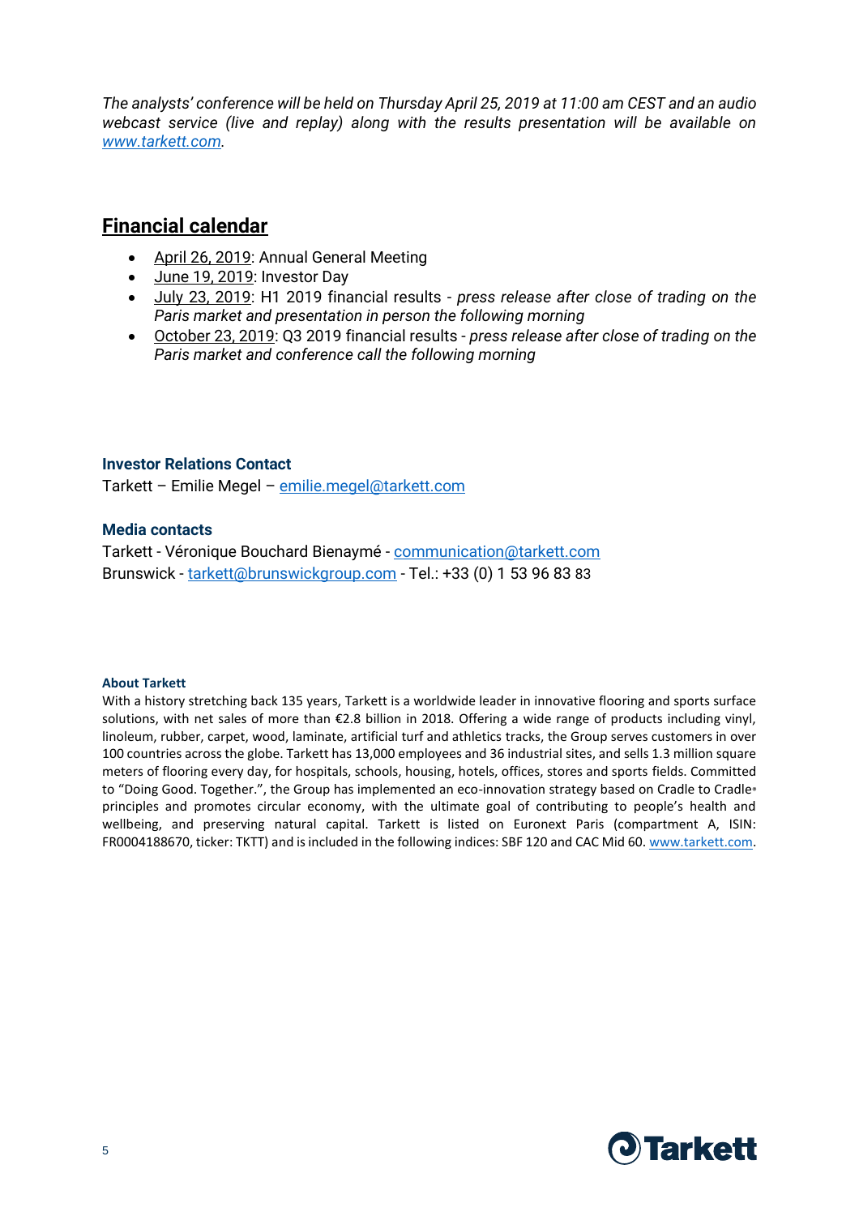*The analysts' conference will be held on Thursday April 25, 2019 at 11:00 am CEST and an audio webcast service (live and replay) along with the results presentation will be available on [www.tarkett.com](http://www.tarkett.com).*

## Financial calendar

- April 26, 2019: Annual General Meeting
- June 19, 2019: Investor Day
- July 23, 2019: H1 2019 financial results - *press release after close of trading on the Paris market and presentation in person the following morning*
- October 23, 2019: Q3 2019 financial results - *press release after close of trading on the Paris market and conference call the following morning*

### Investor Relations Contact

Tarkett – Emilie Megel – emilie.megel@tarkett.com

### Media contacts

Tarkett - Véronique Bouchard Bienaymé - communication@tarkett.com
Brunswick - tarkett@brunswickgroup.com - Tel.: +33 (0) 1 53 96 83 83

**About Tarkett**

With a history stretching back 135 years, Tarkett is a worldwide leader in innovative flooring and sports surface solutions, with net sales of more than €2.8 billion in 2018. Offering a wide range of products including vinyl, linoleum, rubber, carpet, wood, laminate, artificial turf and athletics tracks, the Group serves customers in over 100 countries across the globe. Tarkett has 13,000 employees and 36 industrial sites, and sells 1.3 million square meters of flooring every day, for hospitals, schools, housing, hotels, offices, stores and sports fields. Committed to "Doing Good. Together.", the Group has implemented an eco-innovation strategy based on Cradle to Cradle® principles and promotes circular economy, with the ultimate goal of contributing to people's health and wellbeing, and preserving natural capital. Tarkett is listed on Euronext Paris (compartment A, ISIN: FR0004188670, ticker: TKTT) and is included in the following indices: SBF 120 and CAC Mid 60. [www.tarkett.com](http://www.tarkett.com).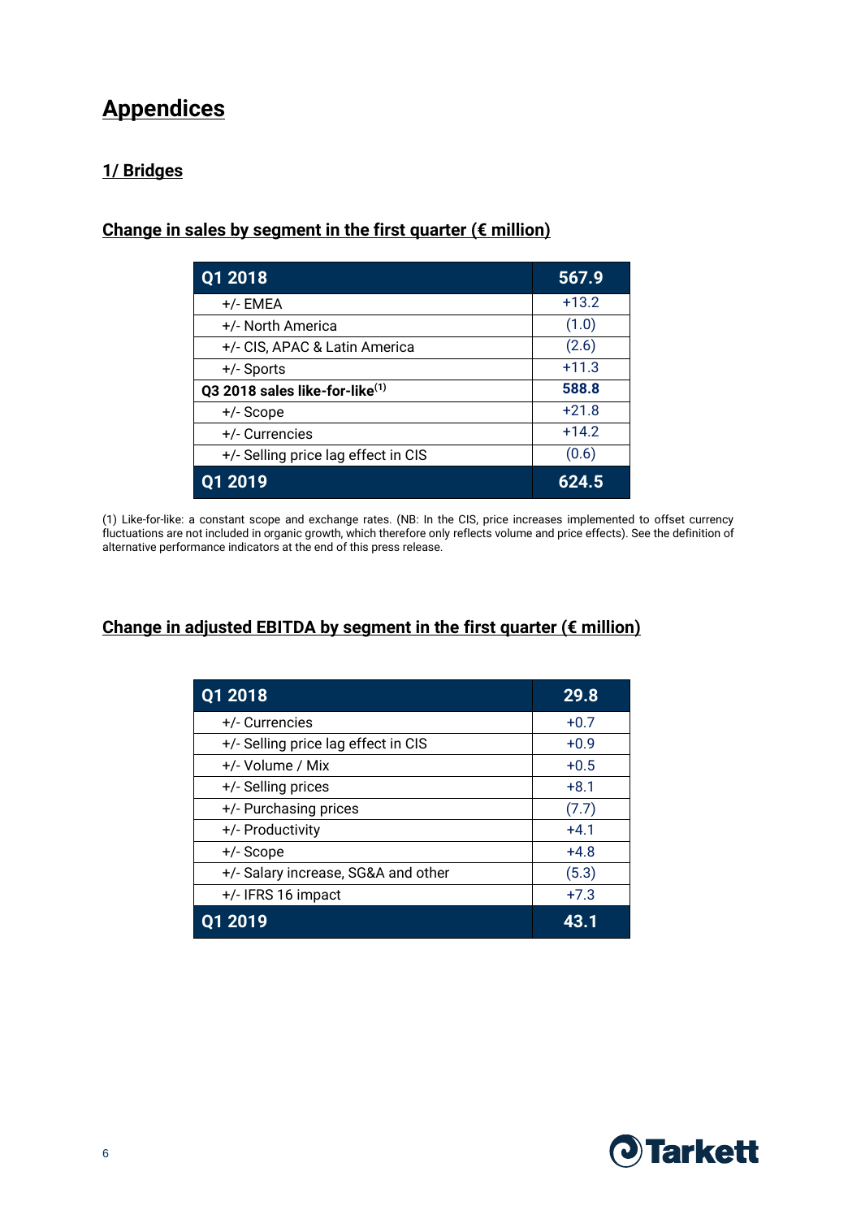# Appendices

## 1/ Bridges

### Change in sales by segment in the first quarter (€ million)

| Q1 2018 | 567.9 |
|---|---|
| +/- EMEA | +13.2 |
| +/- North America | (1.0) |
| +/- CIS, APAC & Latin America | (2.6) |
| +/- Sports | +11.3 |
| **Q3 2018 sales like-for-like[(1)]** | **588.8** |
| +/- Scope | +21.8 |
| +/- Currencies | +14.2 |
| +/- Selling price lag effect in CIS | (0.6) |
| **Q1 2019** | **624.5** |

(1) Like-for-like: a constant scope and exchange rates. (NB: In the CIS, price increases implemented to offset currency fluctuations are not included in organic growth, which therefore only reflects volume and price effects). See the definition of alternative performance indicators at the end of this press release.

### Change in adjusted EBITDA by segment in the first quarter (€ million)

| Q1 2018 | 29.8 |
|---|---|
| +/- Currencies | +0.7 |
| +/- Selling price lag effect in CIS | +0.9 |
| +/- Volume / Mix | +0.5 |
| +/- Selling prices | +8.1 |
| +/- Purchasing prices | (7.7) |
| +/- Productivity | +4.1 |
| +/- Scope | +4.8 |
| +/- Salary increase, SG&A and other | (5.3) |
| +/- IFRS 16 impact | +7.3 |
| **Q1 2019** | **43.1** |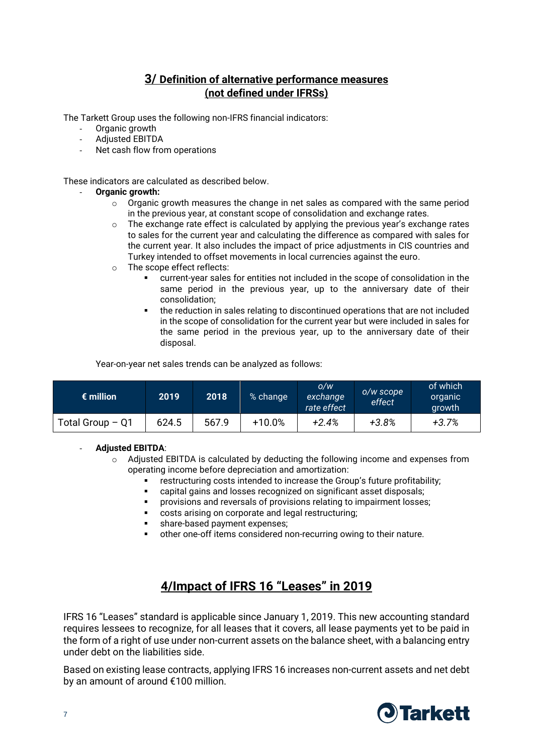## 3/ Definition of alternative performance measures (not defined under IFRSs)

The Tarkett Group uses the following non-IFRS financial indicators:

- Organic growth
- Adjusted EBITDA
- Net cash flow from operations

These indicators are calculated as described below.

- **Organic growth:**
    - Organic growth measures the change in net sales as compared with the same period in the previous year, at constant scope of consolidation and exchange rates.
    - The exchange rate effect is calculated by applying the previous year's exchange rates to sales for the current year and calculating the difference as compared with sales for the current year. It also includes the impact of price adjustments in CIS countries and Turkey intended to offset movements in local currencies against the euro.
    - The scope effect reflects:
        - current-year sales for entities not included in the scope of consolidation in the same period in the previous year, up to the anniversary date of their consolidation;
        - the reduction in sales relating to discontinued operations that are not included in the scope of consolidation for the current year but were included in sales for the same period in the previous year, up to the anniversary date of their disposal.

Year-on-year net sales trends can be analyzed as follows:

| € million | 2019 | 2018 | % change | *o/w exchange rate effect* | *o/w scope effect* | of which organic growth |
|---|---|---|---|---|---|---|
| Total Group – Q1 | 624.5 | 567.9 | +10.0% | *+2.4%* | *+3.8%* | *+3.7%* |

- **Adjusted EBITDA**:
    - Adjusted EBITDA is calculated by deducting the following income and expenses from operating income before depreciation and amortization:
        - restructuring costs intended to increase the Group's future profitability;
        - capital gains and losses recognized on significant asset disposals;
        - provisions and reversals of provisions relating to impairment losses;
        - costs arising on corporate and legal restructuring;
        - share-based payment expenses;
        - other one-off items considered non-recurring owing to their nature.

## 4/Impact of IFRS 16 "Leases" in 2019

IFRS 16 "Leases" standard is applicable since January 1, 2019. This new accounting standard requires lessees to recognize, for all leases that it covers, all lease payments yet to be paid in the form of a right of use under non-current assets on the balance sheet, with a balancing entry under debt on the liabilities side.

Based on existing lease contracts, applying IFRS 16 increases non-current assets and net debt by an amount of around €100 million.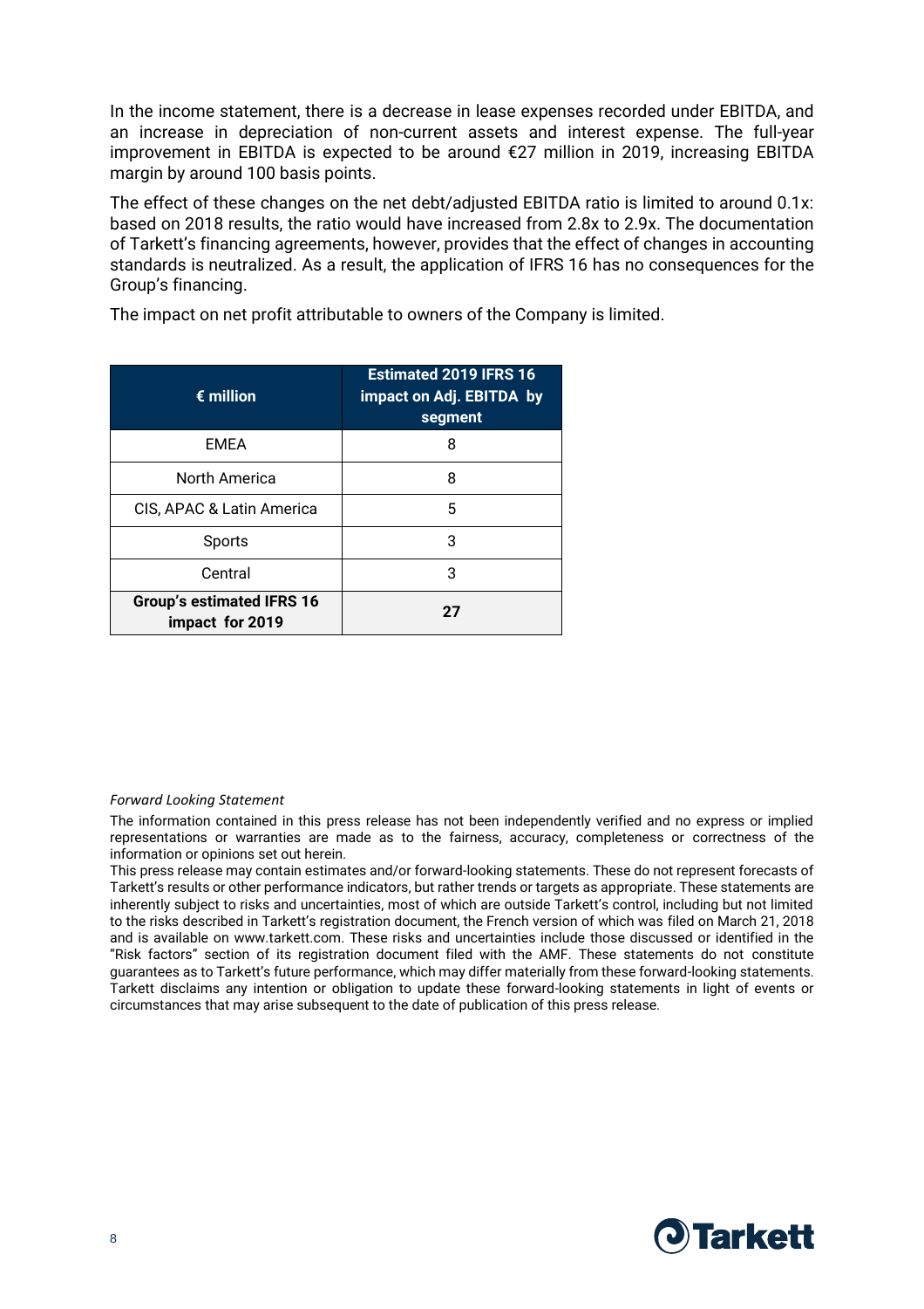In the income statement, there is a decrease in lease expenses recorded under EBITDA, and an increase in depreciation of non-current assets and interest expense. The full-year improvement in EBITDA is expected to be around €27 million in 2019, increasing EBITDA margin by around 100 basis points.

The effect of these changes on the net debt/adjusted EBITDA ratio is limited to around 0.1x: based on 2018 results, the ratio would have increased from 2.8x to 2.9x. The documentation of Tarkett's financing agreements, however, provides that the effect of changes in accounting standards is neutralized. As a result, the application of IFRS 16 has no consequences for the Group's financing.

The impact on net profit attributable to owners of the Company is limited.

| € million | Estimated 2019 IFRS 16 impact on Adj. EBITDA by segment |
|---|---|
| EMEA | 8 |
| North America | 8 |
| CIS, APAC & Latin America | 5 |
| Sports | 3 |
| Central | 3 |
| **Group's estimated IFRS 16 impact for 2019** | **27** |

*Forward Looking Statement*

The information contained in this press release has not been independently verified and no express or implied representations or warranties are made as to the fairness, accuracy, completeness or correctness of the information or opinions set out herein.

This press release may contain estimates and/or forward-looking statements. These do not represent forecasts of Tarkett's results or other performance indicators, but rather trends or targets as appropriate. These statements are inherently subject to risks and uncertainties, most of which are outside Tarkett's control, including but not limited to the risks described in Tarkett's registration document, the French version of which was filed on March 21, 2018 and is available on www.tarkett.com. These risks and uncertainties include those discussed or identified in the "Risk factors" section of its registration document filed with the AMF. These statements do not constitute guarantees as to Tarkett's future performance, which may differ materially from these forward-looking statements. Tarkett disclaims any intention or obligation to update these forward-looking statements in light of events or circumstances that may arise subsequent to the date of publication of this press release.